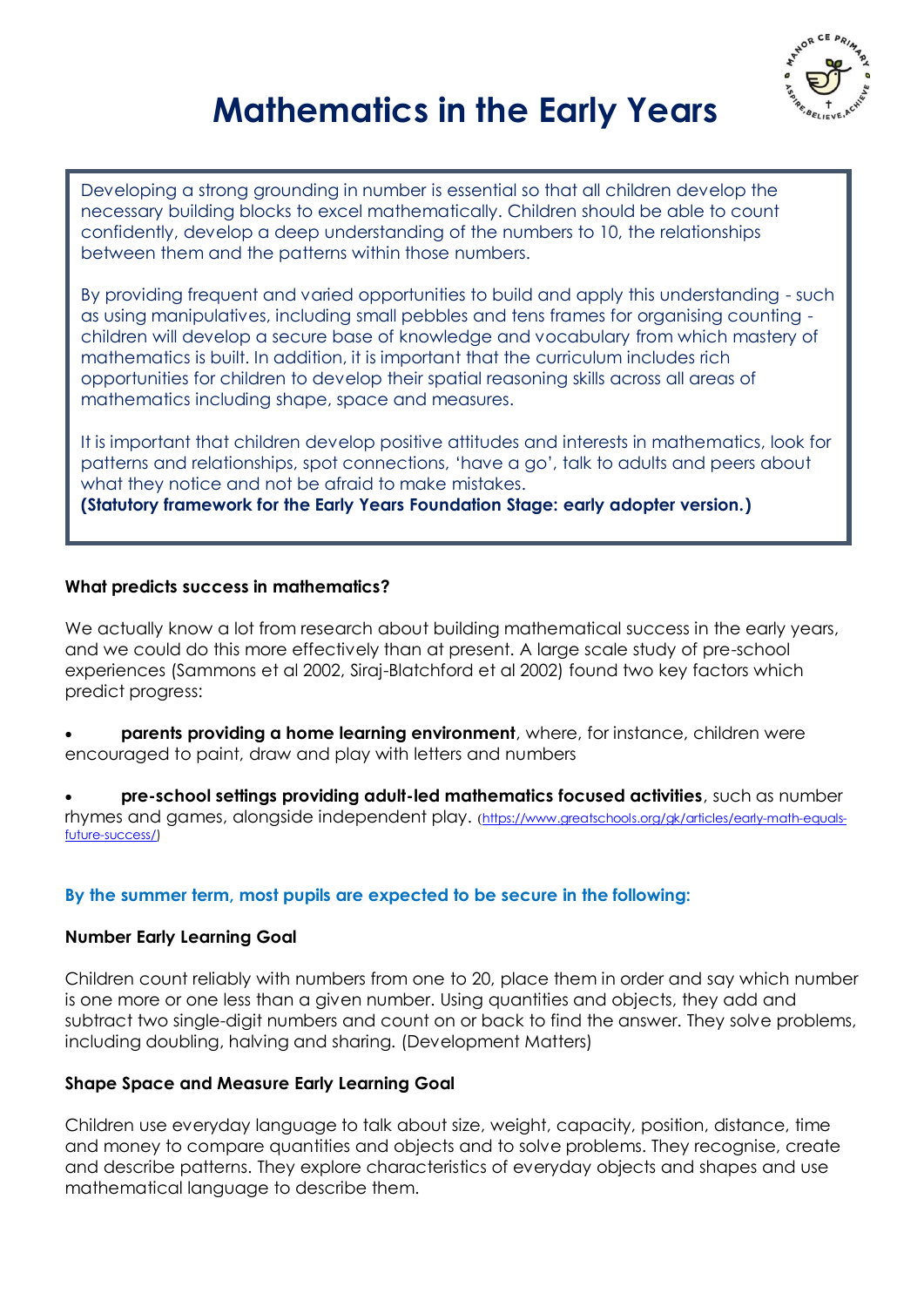# Mathematics in the Early Years

> Developing a strong grounding in number is essential so that all children develop the necessary building blocks to excel mathematically. Children should be able to count confidently, develop a deep understanding of the numbers to 10, the relationships between them and the patterns within those numbers.
>
> By providing frequent and varied opportunities to build and apply this understanding - such as using manipulatives, including small pebbles and tens frames for organising counting - children will develop a secure base of knowledge and vocabulary from which mastery of mathematics is built. In addition, it is important that the curriculum includes rich opportunities for children to develop their spatial reasoning skills across all areas of mathematics including shape, space and measures.
>
> It is important that children develop positive attitudes and interests in mathematics, look for patterns and relationships, spot connections, 'have a go', talk to adults and peers about what they notice and not be afraid to make mistakes.
> **(Statutory framework for the Early Years Foundation Stage: early adopter version.)**

**What predicts success in mathematics?**

We actually know a lot from research about building mathematical success in the early years, and we could do this more effectively than at present. A large scale study of pre-school experiences (Sammons et al 2002, Siraj-Blatchford et al 2002) found two key factors which predict progress:

- **parents providing a home learning environment**, where, for instance, children were encouraged to paint, draw and play with letters and numbers
- **pre-school settings providing adult-led mathematics focused activities**, such as number rhymes and games, alongside independent play. (https://www.greatschools.org/gk/articles/early-math-equals-future-success/)

**By the summer term, most pupils are expected to be secure in the following:**

**Number Early Learning Goal**

Children count reliably with numbers from one to 20, place them in order and say which number is one more or one less than a given number. Using quantities and objects, they add and subtract two single-digit numbers and count on or back to find the answer. They solve problems, including doubling, halving and sharing. (Development Matters)

**Shape Space and Measure Early Learning Goal**

Children use everyday language to talk about size, weight, capacity, position, distance, time and money to compare quantities and objects and to solve problems. They recognise, create and describe patterns. They explore characteristics of everyday objects and shapes and use mathematical language to describe them.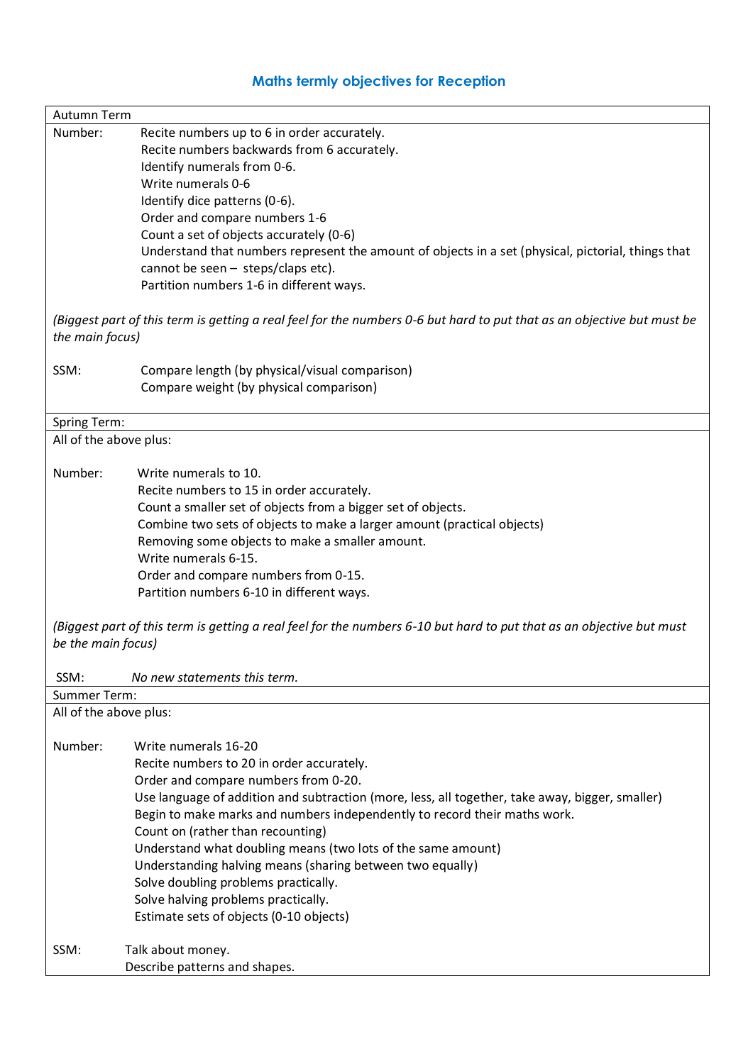## Maths termly objectives for Reception

### Autumn Term

**Number:**

- Recite numbers up to 6 in order accurately.
- Recite numbers backwards from 6 accurately.
- Identify numerals from 0-6.
- Write numerals 0-6
- Identify dice patterns (0-6).
- Order and compare numbers 1-6
- Count a set of objects accurately (0-6)
- Understand that numbers represent the amount of objects in a set (physical, pictorial, things that cannot be seen – steps/claps etc).
- Partition numbers 1-6 in different ways.

*(Biggest part of this term is getting a real feel for the numbers 0-6 but hard to put that as an objective but must be the main focus)*

**SSM:**

- Compare length (by physical/visual comparison)
- Compare weight (by physical comparison)

### Spring Term:

All of the above plus:

**Number:**

- Write numerals to 10.
- Recite numbers to 15 in order accurately.
- Count a smaller set of objects from a bigger set of objects.
- Combine two sets of objects to make a larger amount (practical objects)
- Removing some objects to make a smaller amount.
- Write numerals 6-15.
- Order and compare numbers from 0-15.
- Partition numbers 6-10 in different ways.

*(Biggest part of this term is getting a real feel for the numbers 6-10 but hard to put that as an objective but must be the main focus)*

**SSM:** *No new statements this term.*

### Summer Term:

All of the above plus:

**Number:**

- Write numerals 16-20
- Recite numbers to 20 in order accurately.
- Order and compare numbers from 0-20.
- Use language of addition and subtraction (more, less, all together, take away, bigger, smaller)
- Begin to make marks and numbers independently to record their maths work.
- Count on (rather than recounting)
- Understand what doubling means (two lots of the same amount)
- Understanding halving means (sharing between two equally)
- Solve doubling problems practically.
- Solve halving problems practically.
- Estimate sets of objects (0-10 objects)

**SSM:**

- Talk about money.
- Describe patterns and shapes.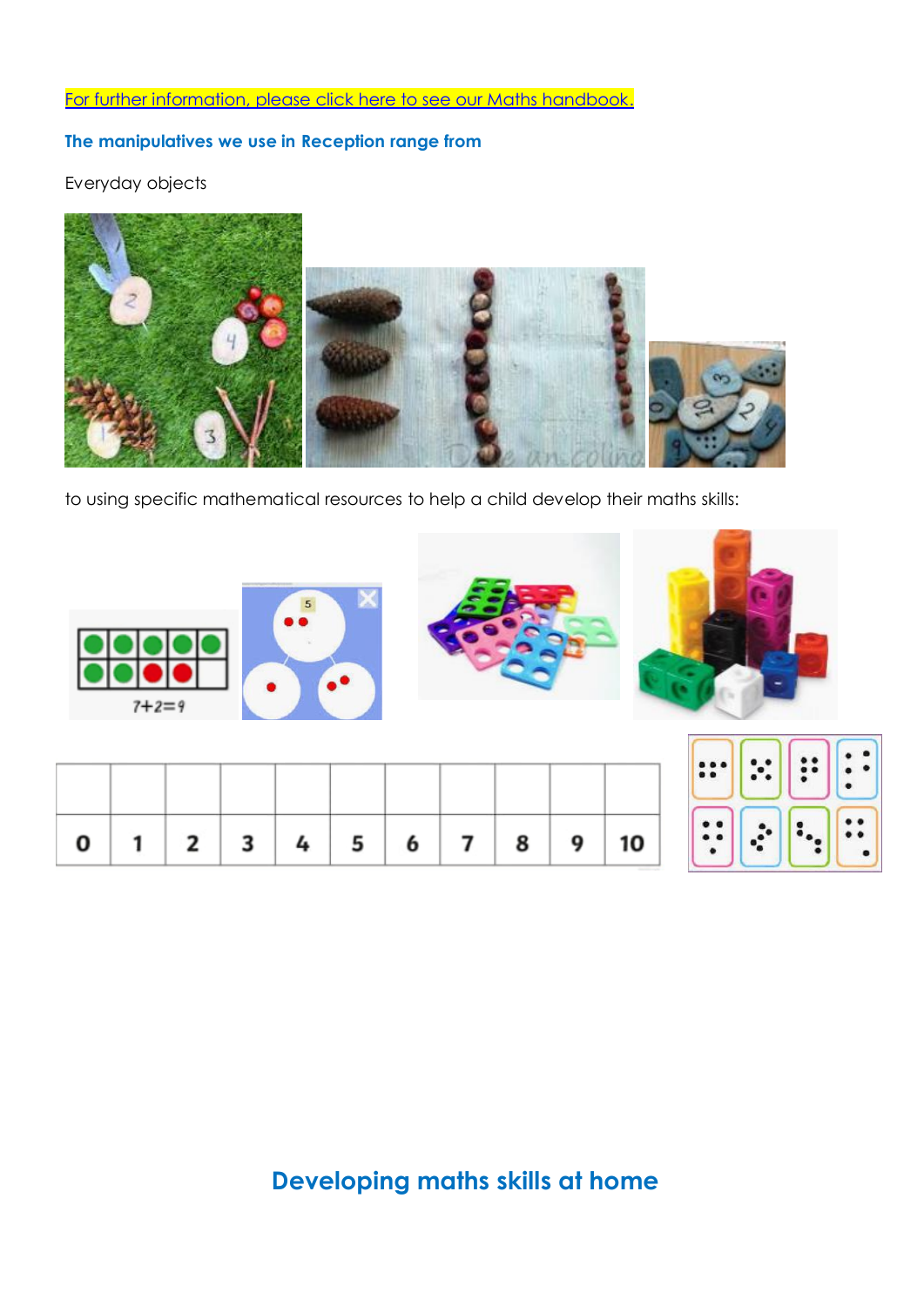For further information, please click here to see our Maths handbook.

**The manipulatives we use in Reception range from**

Everyday objects

to using specific mathematical resources to help a child develop their maths skills:

## Developing maths skills at home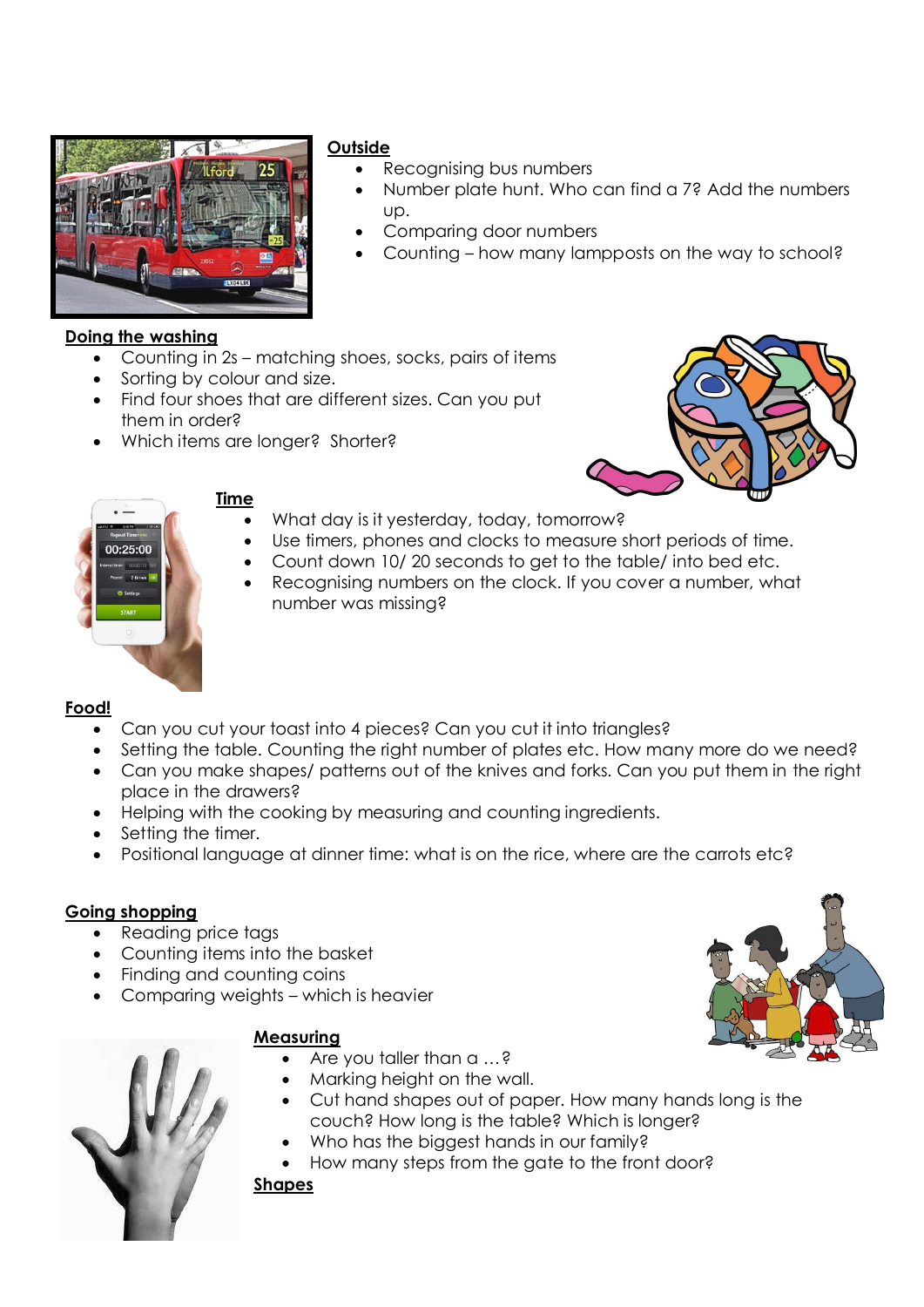**Outside**

- Recognising bus numbers
- Number plate hunt. Who can find a 7? Add the numbers up.
- Comparing door numbers
- Counting – how many lampposts on the way to school?

**Doing the washing**

- Counting in 2s – matching shoes, socks, pairs of items
- Sorting by colour and size.
- Find four shoes that are different sizes. Can you put them in order?
- Which items are longer? Shorter?

**Time**

- What day is it yesterday, today, tomorrow?
- Use timers, phones and clocks to measure short periods of time.
- Count down 10/ 20 seconds to get to the table/ into bed etc.
- Recognising numbers on the clock. If you cover a number, what number was missing?

**Food!**

- Can you cut your toast into 4 pieces? Can you cut it into triangles?
- Setting the table. Counting the right number of plates etc. How many more do we need?
- Can you make shapes/ patterns out of the knives and forks. Can you put them in the right place in the drawers?
- Helping with the cooking by measuring and counting ingredients.
- Setting the timer.
- Positional language at dinner time: what is on the rice, where are the carrots etc?

**Going shopping**

- Reading price tags
- Counting items into the basket
- Finding and counting coins
- Comparing weights – which is heavier

**Measuring**

- Are you taller than a …?
- Marking height on the wall.
- Cut hand shapes out of paper. How many hands long is the couch? How long is the table? Which is longer?
- Who has the biggest hands in our family?
- How many steps from the gate to the front door?

**Shapes**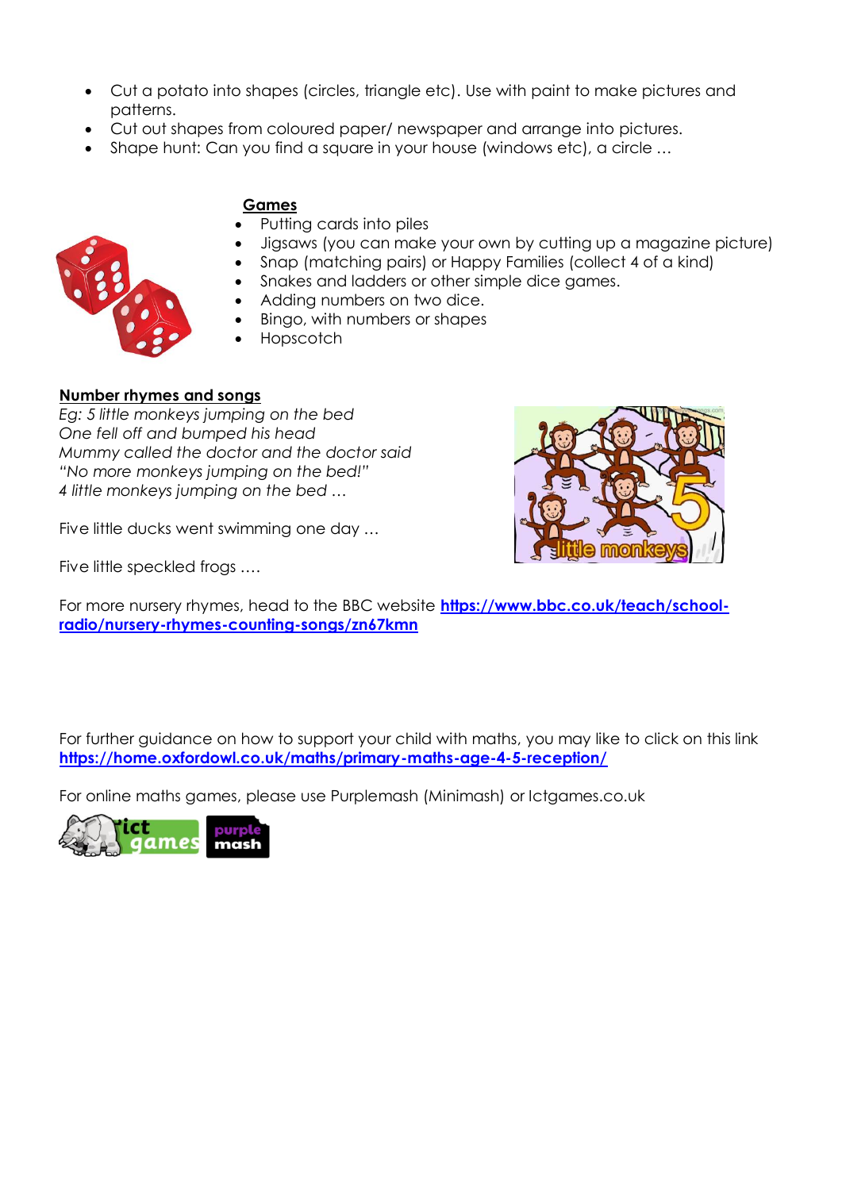- Cut a potato into shapes (circles, triangle etc). Use with paint to make pictures and patterns.
- Cut out shapes from coloured paper/ newspaper and arrange into pictures.
- Shape hunt: Can you find a square in your house (windows etc), a circle …

**Games**

- Putting cards into piles
- Jigsaws (you can make your own by cutting up a magazine picture)
- Snap (matching pairs) or Happy Families (collect 4 of a kind)
- Snakes and ladders or other simple dice games.
- Adding numbers on two dice.
- Bingo, with numbers or shapes
- Hopscotch

**Number rhymes and songs**

*Eg: 5 little monkeys jumping on the bed*
*One fell off and bumped his head*
*Mummy called the doctor and the doctor said*
*"No more monkeys jumping on the bed!"*
*4 little monkeys jumping on the bed …*

Five little ducks went swimming one day …

Five little speckled frogs ….

For more nursery rhymes, head to the BBC website **https://www.bbc.co.uk/teach/school-radio/nursery-rhymes-counting-songs/zn67kmn**

For further guidance on how to support your child with maths, you may like to click on this link **https://home.oxfordowl.co.uk/maths/primary-maths-age-4-5-reception/**

For online maths games, please use Purplemash (Minimash) or Ictgames.co.uk